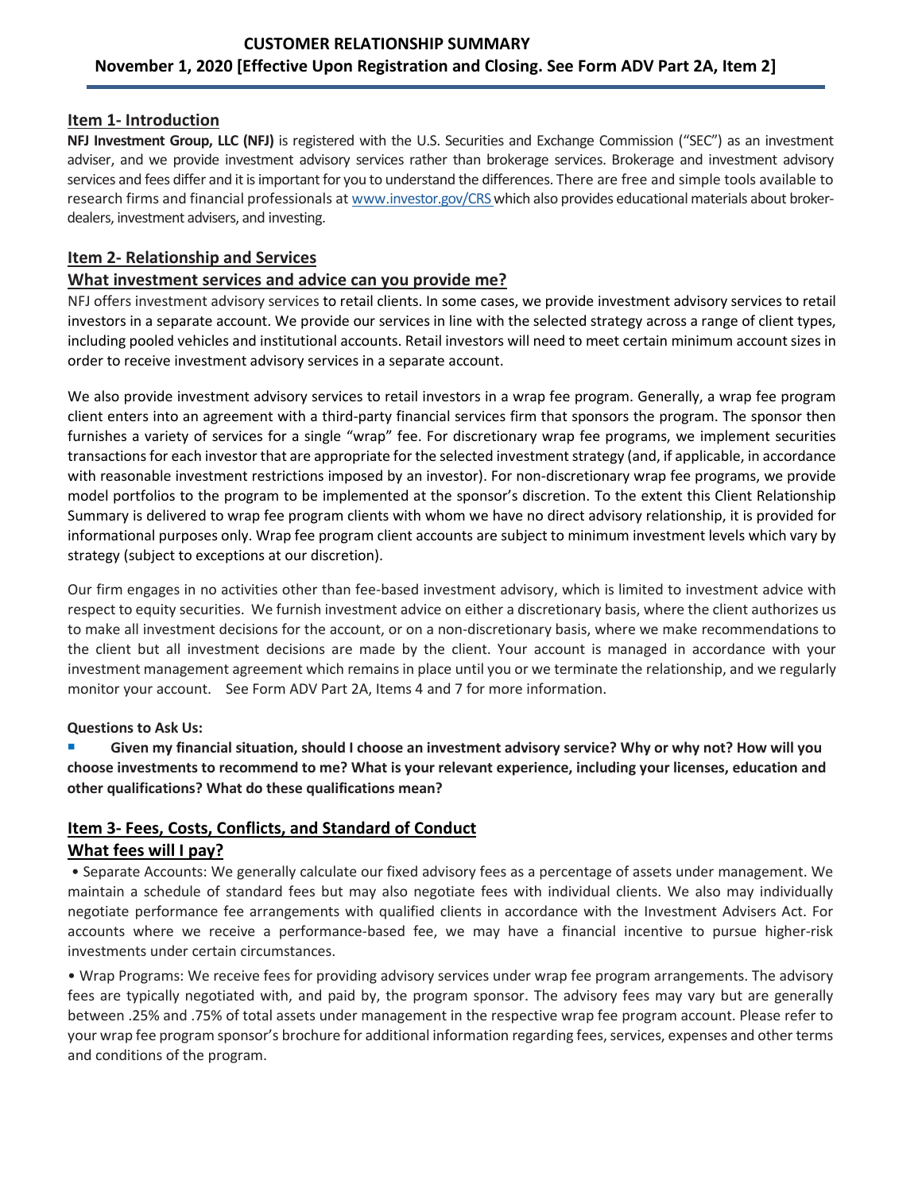# CUSTOMER RELATIONSHIP SUMMARY

**November 1, 2020 [Effective Upon Registration and Closing. See Form ADV Part 2A, Item 2]**

## Item 1- Introduction

**NFJ Investment Group, LLC (NFJ)** is registered with the U.S. Securities and Exchange Commission ("SEC") as an investment adviser, and we provide investment advisory services rather than brokerage services. Brokerage and investment advisory services and fees differ and it is important for you to understand the differences. There are free and simple tools available to research firms and financial professionals at www.investor.gov/CRS which also provides educational materials about broker-dealers, investment advisers, and investing.

## Item 2- Relationship and Services

### What investment services and advice can you provide me?

NFJ offers investment advisory services to retail clients. In some cases, we provide investment advisory services to retail investors in a separate account. We provide our services in line with the selected strategy across a range of client types, including pooled vehicles and institutional accounts. Retail investors will need to meet certain minimum account sizes in order to receive investment advisory services in a separate account.

We also provide investment advisory services to retail investors in a wrap fee program. Generally, a wrap fee program client enters into an agreement with a third-party financial services firm that sponsors the program. The sponsor then furnishes a variety of services for a single "wrap" fee. For discretionary wrap fee programs, we implement securities transactions for each investor that are appropriate for the selected investment strategy (and, if applicable, in accordance with reasonable investment restrictions imposed by an investor). For non-discretionary wrap fee programs, we provide model portfolios to the program to be implemented at the sponsor's discretion. To the extent this Client Relationship Summary is delivered to wrap fee program clients with whom we have no direct advisory relationship, it is provided for informational purposes only. Wrap fee program client accounts are subject to minimum investment levels which vary by strategy (subject to exceptions at our discretion).

Our firm engages in no activities other than fee-based investment advisory, which is limited to investment advice with respect to equity securities. We furnish investment advice on either a discretionary basis, where the client authorizes us to make all investment decisions for the account, or on a non-discretionary basis, where we make recommendations to the client but all investment decisions are made by the client. Your account is managed in accordance with your investment management agreement which remains in place until you or we terminate the relationship, and we regularly monitor your account. See Form ADV Part 2A, Items 4 and 7 for more information.

**Questions to Ask Us:**

- **Given my financial situation, should I choose an investment advisory service? Why or why not? How will you choose investments to recommend to me? What is your relevant experience, including your licenses, education and other qualifications? What do these qualifications mean?**

## Item 3- Fees, Costs, Conflicts, and Standard of Conduct

### What fees will I pay?

- Separate Accounts: We generally calculate our fixed advisory fees as a percentage of assets under management. We maintain a schedule of standard fees but may also negotiate fees with individual clients. We also may individually negotiate performance fee arrangements with qualified clients in accordance with the Investment Advisers Act. For accounts where we receive a performance-based fee, we may have a financial incentive to pursue higher-risk investments under certain circumstances.

- Wrap Programs: We receive fees for providing advisory services under wrap fee program arrangements. The advisory fees are typically negotiated with, and paid by, the program sponsor. The advisory fees may vary but are generally between .25% and .75% of total assets under management in the respective wrap fee program account. Please refer to your wrap fee program sponsor's brochure for additional information regarding fees, services, expenses and other terms and conditions of the program.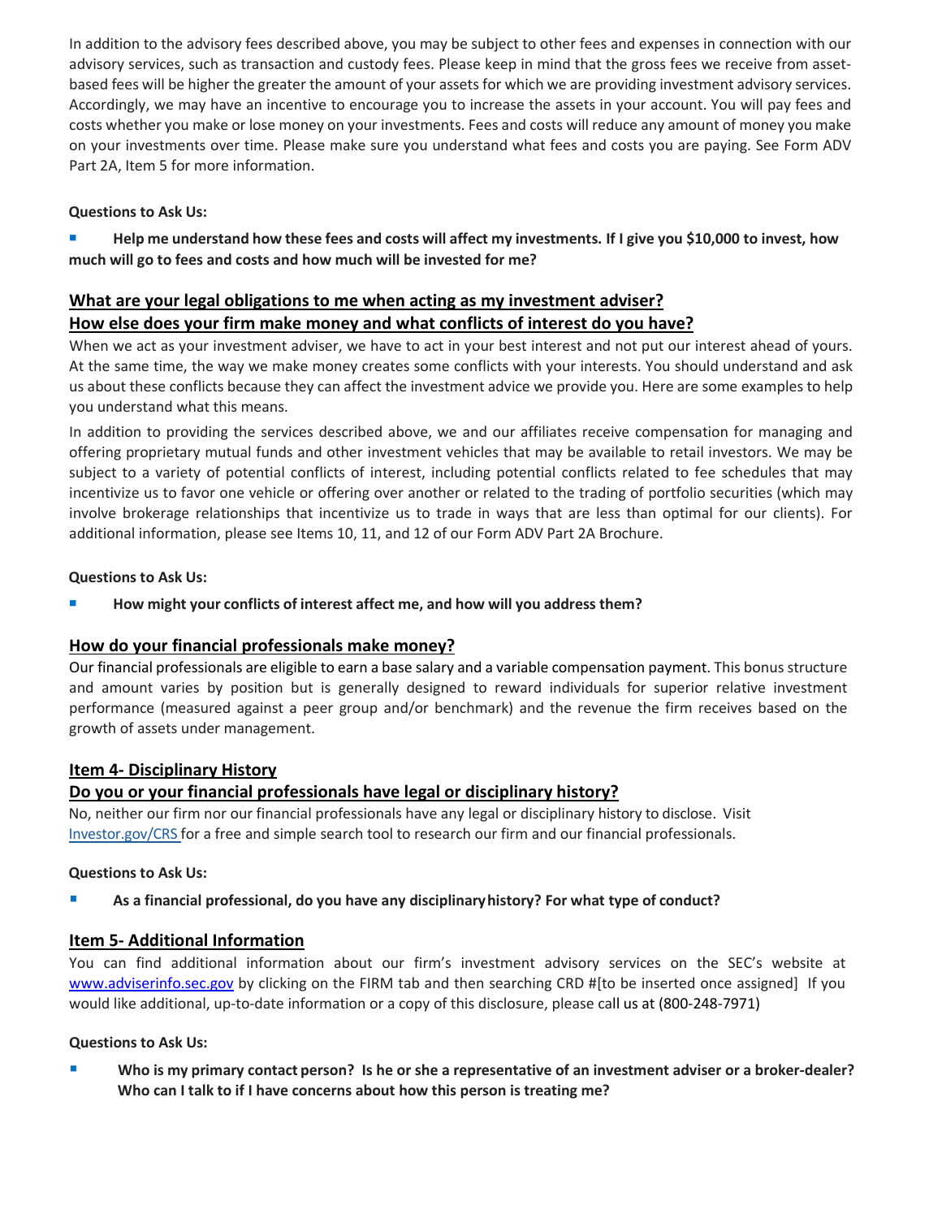In addition to the advisory fees described above, you may be subject to other fees and expenses in connection with our advisory services, such as transaction and custody fees. Please keep in mind that the gross fees we receive from asset-based fees will be higher the greater the amount of your assets for which we are providing investment advisory services. Accordingly, we may have an incentive to encourage you to increase the assets in your account. You will pay fees and costs whether you make or lose money on your investments. Fees and costs will reduce any amount of money you make on your investments over time. Please make sure you understand what fees and costs you are paying. See Form ADV Part 2A, Item 5 for more information.

**Questions to Ask Us:**

- **Help me understand how these fees and costs will affect my investments. If I give you $10,000 to invest, how much will go to fees and costs and how much will be invested for me?**

## What are your legal obligations to me when acting as my investment adviser?
## How else does your firm make money and what conflicts of interest do you have?

When we act as your investment adviser, we have to act in your best interest and not put our interest ahead of yours. At the same time, the way we make money creates some conflicts with your interests. You should understand and ask us about these conflicts because they can affect the investment advice we provide you. Here are some examples to help you understand what this means.

In addition to providing the services described above, we and our affiliates receive compensation for managing and offering proprietary mutual funds and other investment vehicles that may be available to retail investors. We may be subject to a variety of potential conflicts of interest, including potential conflicts related to fee schedules that may incentivize us to favor one vehicle or offering over another or related to the trading of portfolio securities (which may involve brokerage relationships that incentivize us to trade in ways that are less than optimal for our clients). For additional information, please see Items 10, 11, and 12 of our Form ADV Part 2A Brochure.

**Questions to Ask Us:**

- **How might your conflicts of interest affect me, and how will you address them?**

## How do your financial professionals make money?

Our financial professionals are eligible to earn a base salary and a variable compensation payment. This bonus structure and amount varies by position but is generally designed to reward individuals for superior relative investment performance (measured against a peer group and/or benchmark) and the revenue the firm receives based on the growth of assets under management.

## Item 4- Disciplinary History
## Do you or your financial professionals have legal or disciplinary history?

No, neither our firm nor our financial professionals have any legal or disciplinary history to disclose. Visit Investor.gov/CRS for a free and simple search tool to research our firm and our financial professionals.

**Questions to Ask Us:**

- **As a financial professional, do you have any disciplinary history? For what type of conduct?**

## Item 5- Additional Information

You can find additional information about our firm's investment advisory services on the SEC's website at www.adviserinfo.sec.gov by clicking on the FIRM tab and then searching CRD #[to be inserted once assigned] If you would like additional, up-to-date information or a copy of this disclosure, please call us at (800-248-7971)

**Questions to Ask Us:**

- **Who is my primary contact person? Is he or she a representative of an investment adviser or a broker-dealer? Who can I talk to if I have concerns about how this person is treating me?**